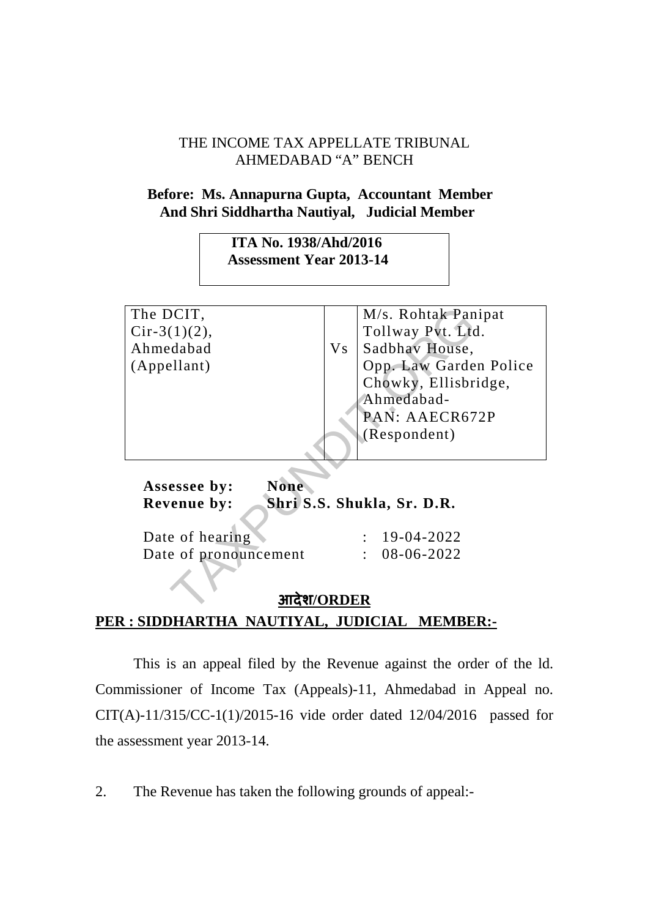THE INCOME TAX APPELLATE TRIBUNAL
AHMEDABAD "A" BENCH

**Before: Ms. Annapurna Gupta, Accountant Member**
**And Shri Siddhartha Nautiyal, Judicial Member**

**ITA No. 1938/Ahd/2016**
**Assessment Year 2013-14**

| | | |
|---|---|---|
| The DCIT,<br>Cir-3(1)(2),<br>Ahmedabad<br>(Appellant) | Vs | M/s. Rohtak Panipat Tollway Pvt. Ltd.<br>Sadbhav House,<br>Opp. Law Garden Police Chowky, Ellisbridge,<br>Ahmedabad-<br>PAN: AAECR672P<br>(Respondent) |

**Assessee by:** **None**
**Revenue by:** **Shri S.S. Shukla, Sr. D.R.**

Date of hearing : 19-04-2022
Date of pronouncement : 08-06-2022

**आदेश/ORDER**

**PER : SIDDHARTHA NAUTIYAL, JUDICIAL MEMBER:-**

This is an appeal filed by the Revenue against the order of the ld. Commissioner of Income Tax (Appeals)-11, Ahmedabad in Appeal no. CIT(A)-11/315/CC-1(1)/2015-16 vide order dated 12/04/2016 passed for the assessment year 2013-14.

2. The Revenue has taken the following grounds of appeal:-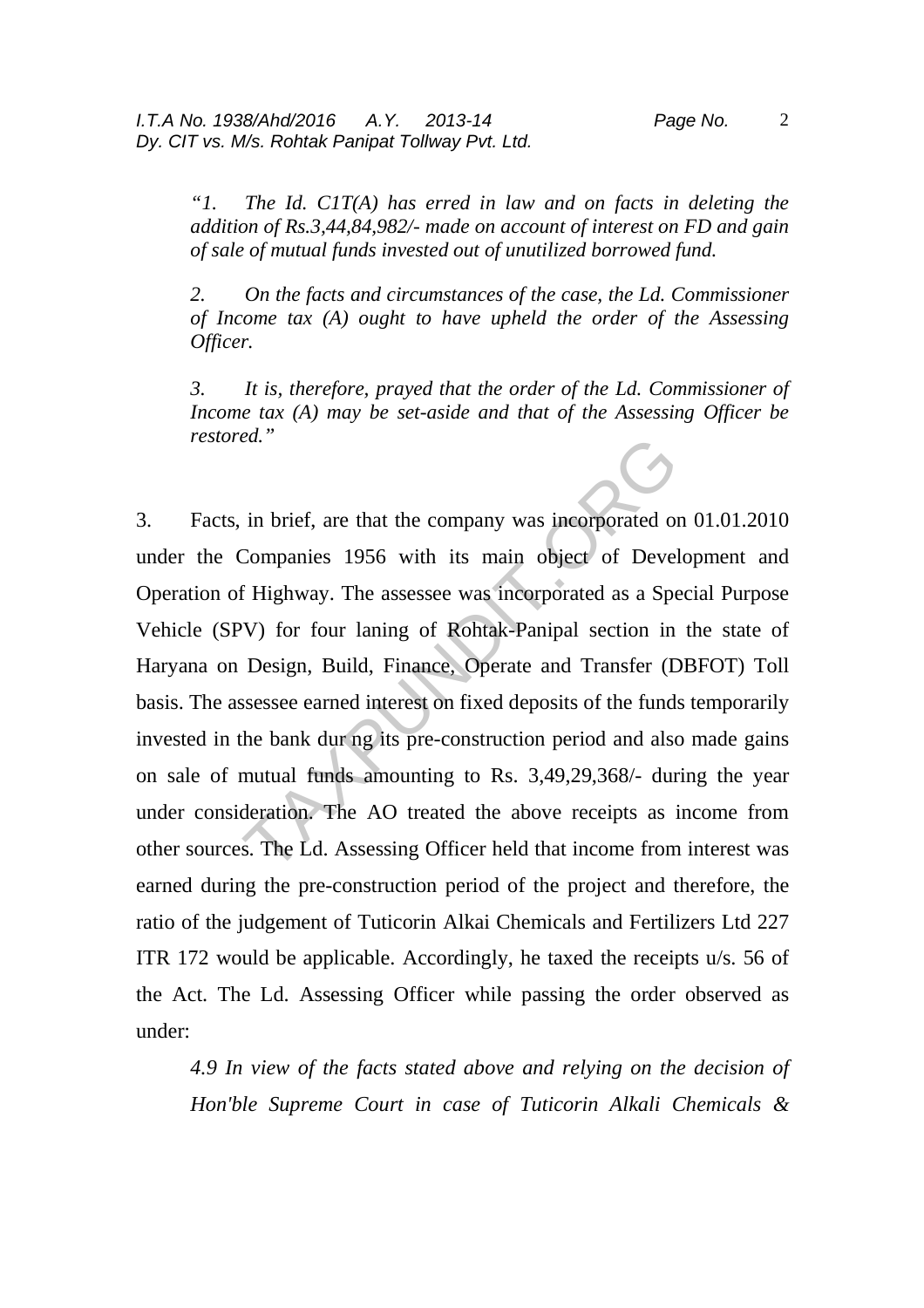*"1. The Id. C1T(A) has erred in law and on facts in deleting the addition of Rs.3,44,84,982/- made on account of interest on FD and gain of sale of mutual funds invested out of unutilized borrowed fund.*

*2. On the facts and circumstances of the case, the Ld. Commissioner of Income tax (A) ought to have upheld the order of the Assessing Officer.*

*3. It is, therefore, prayed that the order of the Ld. Commissioner of Income tax (A) may be set-aside and that of the Assessing Officer be restored."*

3. Facts, in brief, are that the company was incorporated on 01.01.2010 under the Companies 1956 with its main object of Development and Operation of Highway. The assessee was incorporated as a Special Purpose Vehicle (SPV) for four laning of Rohtak-Panipal section in the state of Haryana on Design, Build, Finance, Operate and Transfer (DBFOT) Toll basis. The assessee earned interest on fixed deposits of the funds temporarily invested in the bank dur ng its pre-construction period and also made gains on sale of mutual funds amounting to Rs. 3,49,29,368/- during the year under consideration. The AO treated the above receipts as income from other sources. The Ld. Assessing Officer held that income from interest was earned during the pre-construction period of the project and therefore, the ratio of the judgement of Tuticorin Alkai Chemicals and Fertilizers Ltd 227 ITR 172 would be applicable. Accordingly, he taxed the receipts u/s. 56 of the Act. The Ld. Assessing Officer while passing the order observed as under:

*4.9 In view of the facts stated above and relying on the decision of Hon'ble Supreme Court in case of Tuticorin Alkali Chemicals &*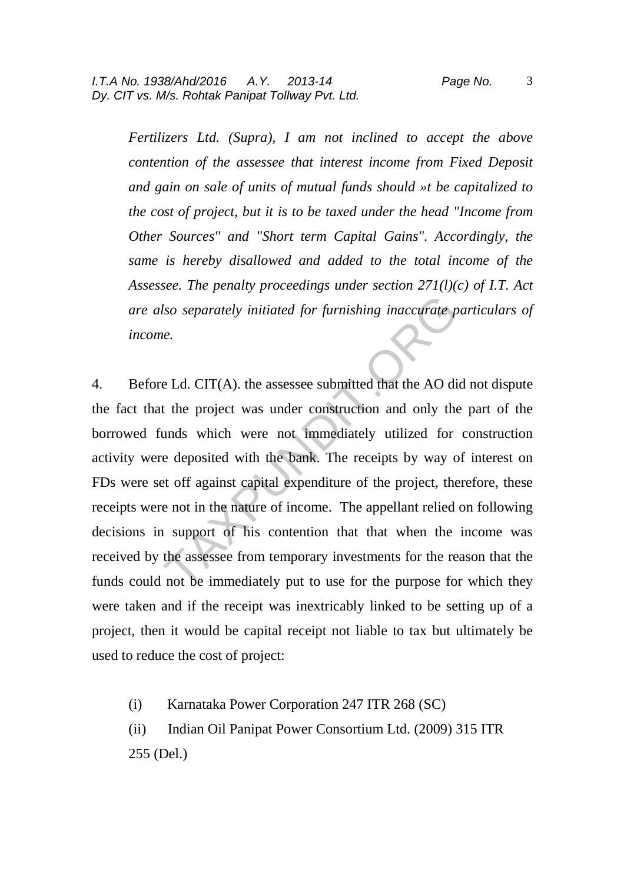*Fertilizers Ltd. (Supra), I am not inclined to accept the above contention of the assessee that interest income from Fixed Deposit and gain on sale of units of mutual funds should »t be capitalized to the cost of project, but it is to be taxed under the head "Income from Other Sources" and "Short term Capital Gains". Accordingly, the same is hereby disallowed and added to the total income of the Assessee. The penalty proceedings under section 271(l)(c) of I.T. Act are also separately initiated for furnishing inaccurate particulars of income.*

4. Before Ld. CIT(A). the assessee submitted that the AO did not dispute the fact that the project was under construction and only the part of the borrowed funds which were not immediately utilized for construction activity were deposited with the bank. The receipts by way of interest on FDs were set off against capital expenditure of the project, therefore, these receipts were not in the nature of income. The appellant relied on following decisions in support of his contention that that when the income was received by the assessee from temporary investments for the reason that the funds could not be immediately put to use for the purpose for which they were taken and if the receipt was inextricably linked to be setting up of a project, then it would be capital receipt not liable to tax but ultimately be used to reduce the cost of project:

(i) Karnataka Power Corporation 247 ITR 268 (SC)

(ii) Indian Oil Panipat Power Consortium Ltd. (2009) 315 ITR 255 (Del.)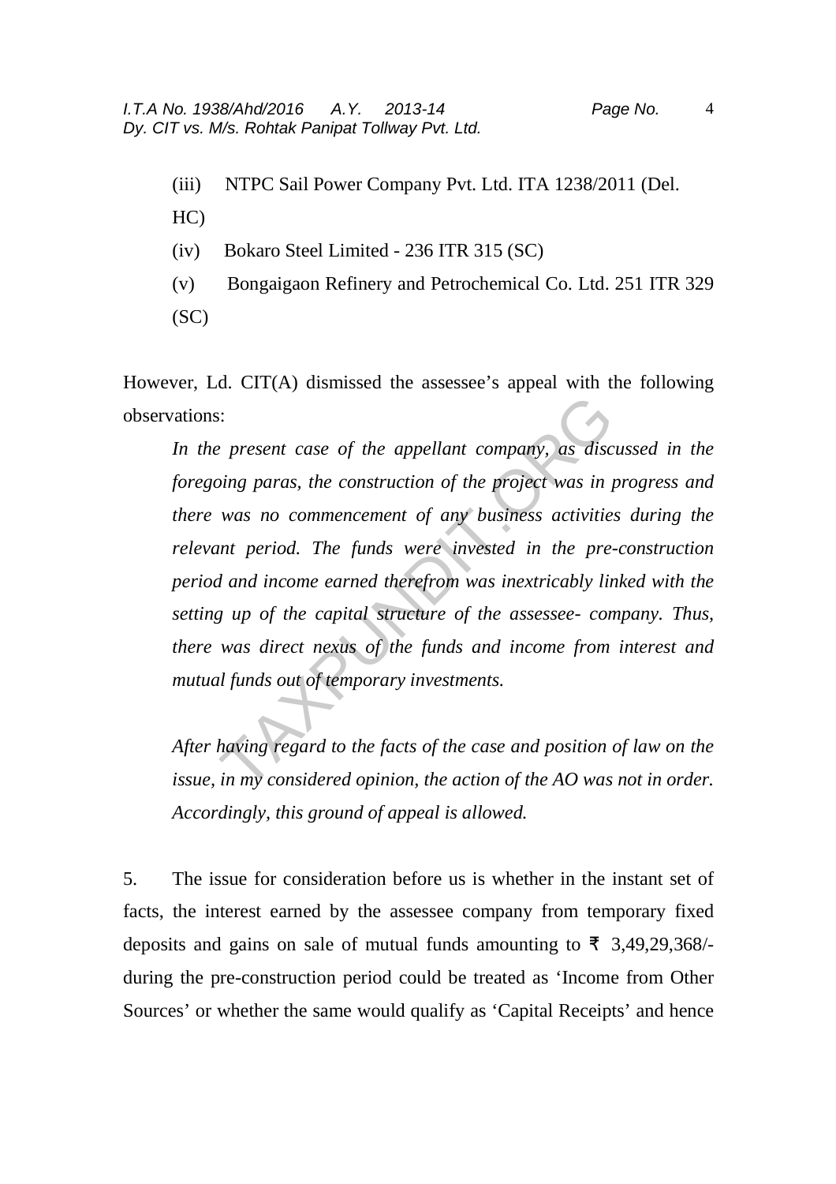(iii) NTPC Sail Power Company Pvt. Ltd. ITA 1238/2011 (Del. HC)

(iv) Bokaro Steel Limited - 236 ITR 315 (SC)

(v) Bongaigaon Refinery and Petrochemical Co. Ltd. 251 ITR 329 (SC)

However, Ld. CIT(A) dismissed the assessee's appeal with the following observations:

> *In the present case of the appellant company, as discussed in the foregoing paras, the construction of the project was in progress and there was no commencement of any business activities during the relevant period. The funds were invested in the pre-construction period and income earned therefrom was inextricably linked with the setting up of the capital structure of the assessee- company. Thus, there was direct nexus of the funds and income from interest and mutual funds out of temporary investments.*
>
> *After having regard to the facts of the case and position of law on the issue, in my considered opinion, the action of the AO was not in order. Accordingly, this ground of appeal is allowed.*

5. The issue for consideration before us is whether in the instant set of facts, the interest earned by the assessee company from temporary fixed deposits and gains on sale of mutual funds amounting to ₹ 3,49,29,368/- during the pre-construction period could be treated as 'Income from Other Sources' or whether the same would qualify as 'Capital Receipts' and hence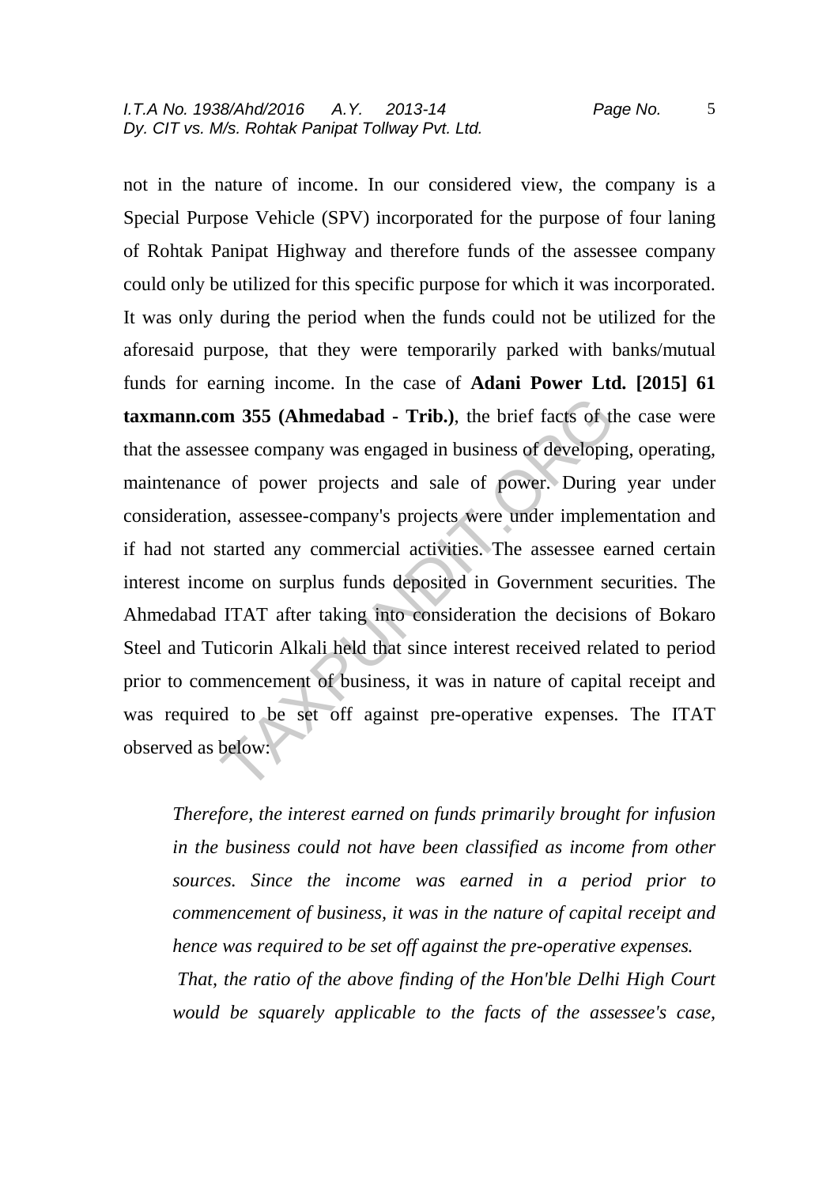not in the nature of income. In our considered view, the company is a Special Purpose Vehicle (SPV) incorporated for the purpose of four laning of Rohtak Panipat Highway and therefore funds of the assessee company could only be utilized for this specific purpose for which it was incorporated. It was only during the period when the funds could not be utilized for the aforesaid purpose, that they were temporarily parked with banks/mutual funds for earning income. In the case of **Adani Power Ltd. [2015] 61 taxmann.com 355 (Ahmedabad - Trib.)**, the brief facts of the case were that the assessee company was engaged in business of developing, operating, maintenance of power projects and sale of power. During year under consideration, assessee-company's projects were under implementation and if had not started any commercial activities. The assessee earned certain interest income on surplus funds deposited in Government securities. The Ahmedabad ITAT after taking into consideration the decisions of Bokaro Steel and Tuticorin Alkali held that since interest received related to period prior to commencement of business, it was in nature of capital receipt and was required to be set off against pre-operative expenses. The ITAT observed as below:

> *Therefore, the interest earned on funds primarily brought for infusion in the business could not have been classified as income from other sources. Since the income was earned in a period prior to commencement of business, it was in the nature of capital receipt and hence was required to be set off against the pre-operative expenses.*
>
> *That, the ratio of the above finding of the Hon'ble Delhi High Court would be squarely applicable to the facts of the assessee's case,*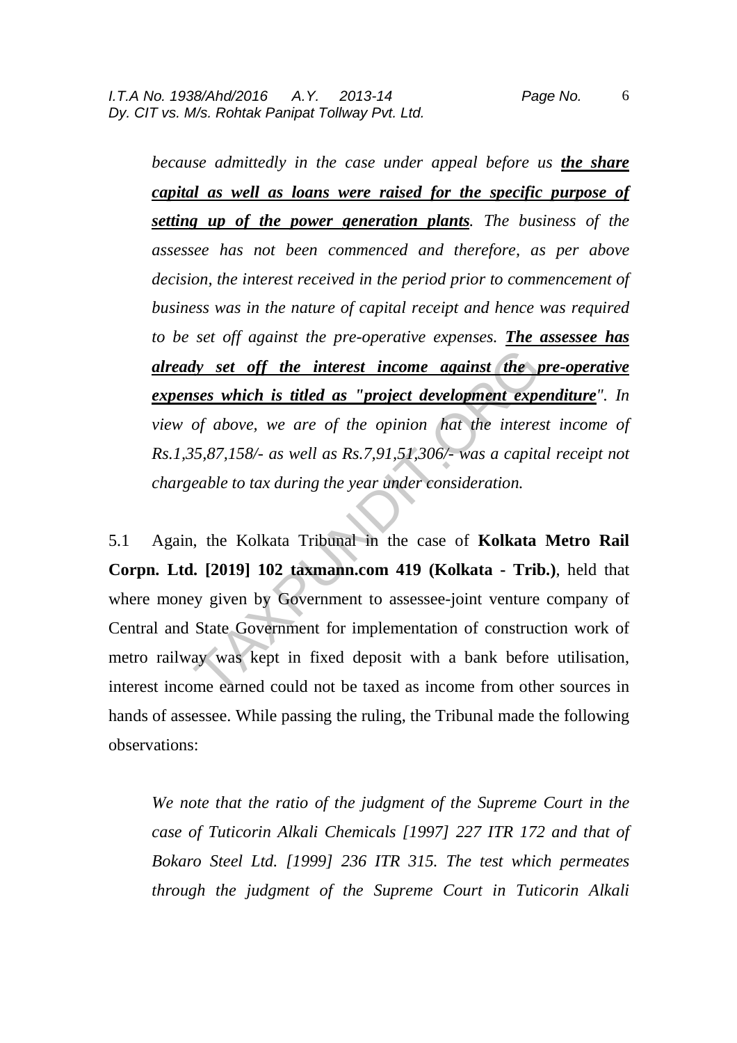*because admittedly in the case under appeal before us* ***<u>the share capital as well as loans were raised for the specific purpose of setting up of the power generation plants</u>****. The business of the assessee has not been commenced and therefore, as per above decision, the interest received in the period prior to commencement of business was in the nature of capital receipt and hence was required to be set off against the pre-operative expenses.* ***<u>The assessee has already set off the interest income against the pre-operative expenses which is titled as "project development expenditure</u>****". In view of above, we are of the opinion hat the interest income of Rs.1,35,87,158/- as well as Rs.7,91,51,306/- was a capital receipt not chargeable to tax during the year under consideration.*

5.1 Again, the Kolkata Tribunal in the case of **Kolkata Metro Rail Corpn. Ltd. [2019] 102 taxmann.com 419 (Kolkata - Trib.)**, held that where money given by Government to assessee-joint venture company of Central and State Government for implementation of construction work of metro railway was kept in fixed deposit with a bank before utilisation, interest income earned could not be taxed as income from other sources in hands of assessee. While passing the ruling, the Tribunal made the following observations:

*We note that the ratio of the judgment of the Supreme Court in the case of Tuticorin Alkali Chemicals [1997] 227 ITR 172 and that of Bokaro Steel Ltd. [1999] 236 ITR 315. The test which permeates through the judgment of the Supreme Court in Tuticorin Alkali*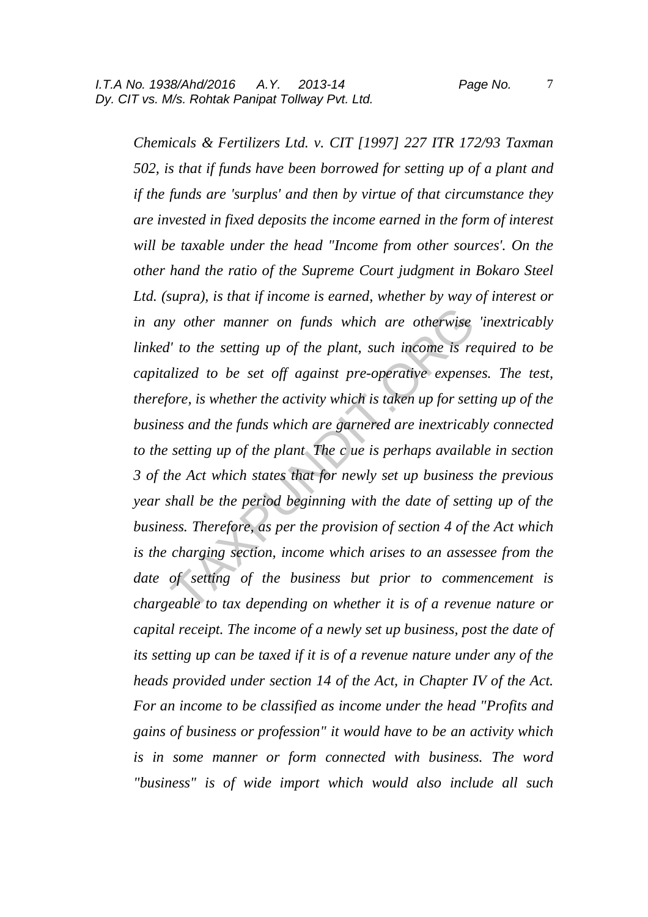*Chemicals & Fertilizers Ltd. v. CIT [1997] 227 ITR 172/93 Taxman 502, is that if funds have been borrowed for setting up of a plant and if the funds are 'surplus' and then by virtue of that circumstance they are invested in fixed deposits the income earned in the form of interest will be taxable under the head "Income from other sources'. On the other hand the ratio of the Supreme Court judgment in Bokaro Steel Ltd. (supra), is that if income is earned, whether by way of interest or in any other manner on funds which are otherwise 'inextricably linked' to the setting up of the plant, such income is required to be capitalized to be set off against pre-operative expenses. The test, therefore, is whether the activity which is taken up for setting up of the business and the funds which are garnered are inextricably connected to the setting up of the plant. The clue is perhaps available in section 3 of the Act which states that for newly set up business the previous year shall be the period beginning with the date of setting up of the business. Therefore, as per the provision of section 4 of the Act which is the charging section, income which arises to an assessee from the date of setting of the business but prior to commencement is chargeable to tax depending on whether it is of a revenue nature or capital receipt. The income of a newly set up business, post the date of its setting up can be taxed if it is of a revenue nature under any of the heads provided under section 14 of the Act, in Chapter IV of the Act. For an income to be classified as income under the head "Profits and gains of business or profession" it would have to be an activity which is in some manner or form connected with business. The word "business" is of wide import which would also include all such*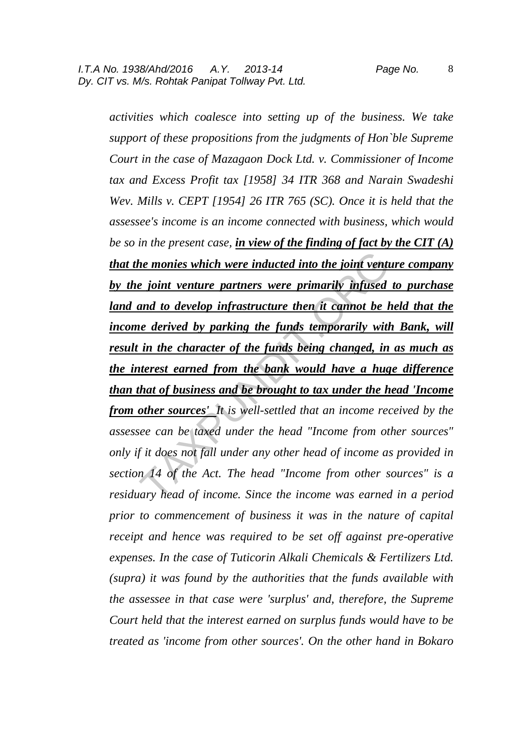*activities which coalesce into setting up of the business. We take support of these propositions from the judgments of Hon`ble Supreme Court in the case of Mazagaon Dock Ltd. v. Commissioner of Income tax and Excess Profit tax [1958] 34 ITR 368 and Narain Swadeshi Wev. Mills v. CEPT [1954] 26 ITR 765 (SC). Once it is held that the assessee's income is an income connected with business, which would be so in the present case,* ***<u>in view of the finding of fact by the CIT (A) that the monies which were inducted into the joint venture company by the joint venture partners were primarily infused to purchase land and to develop infrastructure then it cannot be held that the income derived by parking the funds temporarily with Bank, will result in the character of the funds being changed, in as much as the interest earned from the bank would have a huge difference than that of business and be brought to tax under the head 'Income from other sources'</u>*** *It is well-settled that an income received by the assessee can be taxed under the head "Income from other sources" only if it does not fall under any other head of income as provided in section 14 of the Act. The head "Income from other sources" is a residuary head of income. Since the income was earned in a period prior to commencement of business it was in the nature of capital receipt and hence was required to be set off against pre-operative expenses. In the case of Tuticorin Alkali Chemicals & Fertilizers Ltd. (supra) it was found by the authorities that the funds available with the assessee in that case were 'surplus' and, therefore, the Supreme Court held that the interest earned on surplus funds would have to be treated as 'income from other sources'. On the other hand in Bokaro*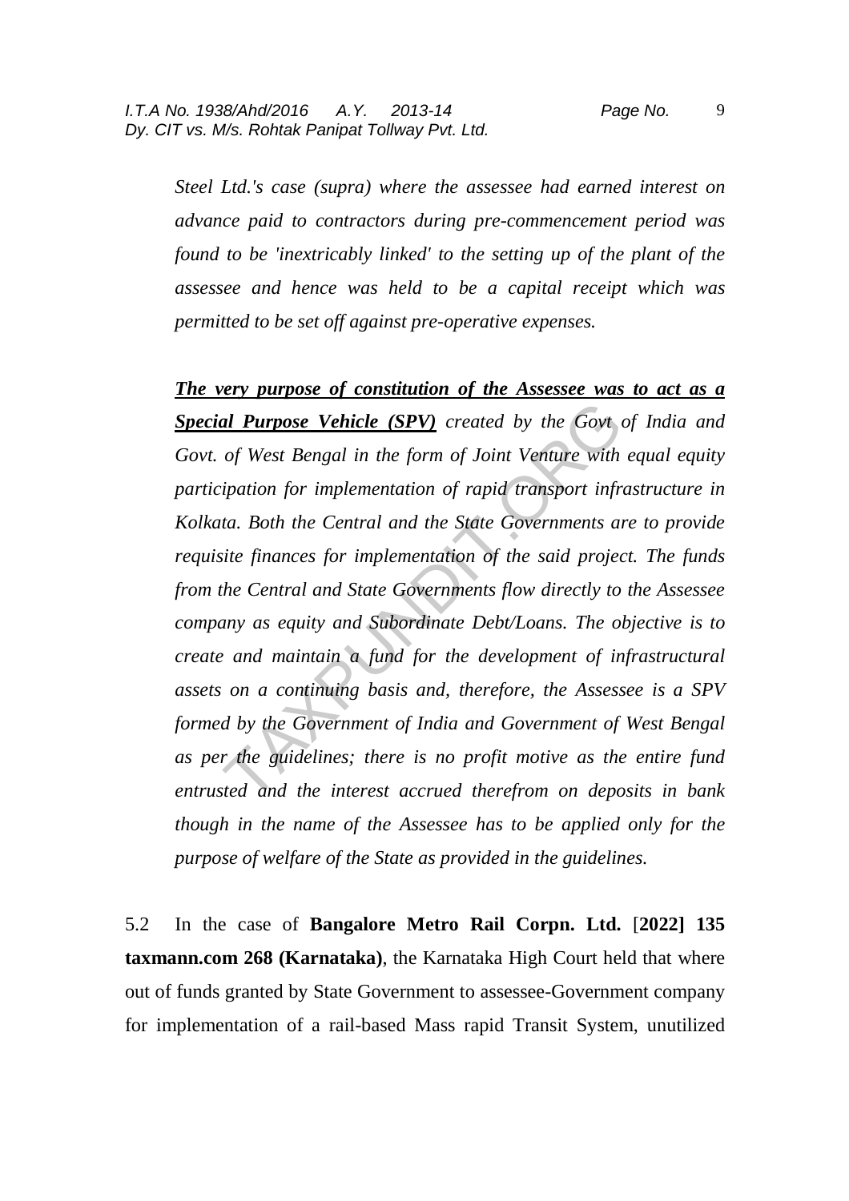*Steel Ltd.'s case (supra) where the assessee had earned interest on advance paid to contractors during pre-commencement period was found to be 'inextricably linked' to the setting up of the plant of the assessee and hence was held to be a capital receipt which was permitted to be set off against pre-operative expenses.*

***<u>The very purpose of constitution of the Assessee was to act as a Special Purpose Vehicle (SPV)</u>*** *created by the Govt of India and Govt. of West Bengal in the form of Joint Venture with equal equity participation for implementation of rapid transport infrastructure in Kolkata. Both the Central and the State Governments are to provide requisite finances for implementation of the said project. The funds from the Central and State Governments flow directly to the Assessee company as equity and Subordinate Debt/Loans. The objective is to create and maintain a fund for the development of infrastructural assets on a continuing basis and, therefore, the Assessee is a SPV formed by the Government of India and Government of West Bengal as per the guidelines; there is no profit motive as the entire fund entrusted and the interest accrued therefrom on deposits in bank though in the name of the Assessee has to be applied only for the purpose of welfare of the State as provided in the guidelines.*

5.2 In the case of **Bangalore Metro Rail Corpn. Ltd.** [**2022] 135 taxmann.com 268 (Karnataka)**, the Karnataka High Court held that where out of funds granted by State Government to assessee-Government company for implementation of a rail-based Mass rapid Transit System, unutilized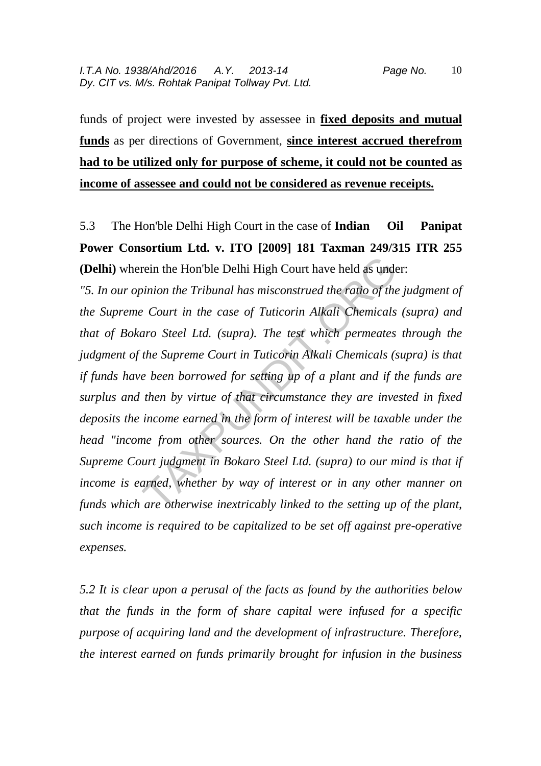funds of project were invested by assessee in **<u>fixed deposits and mutual funds</u>** as per directions of Government, **<u>since interest accrued therefrom had to be utilized only for purpose of scheme, it could not be counted as income of assessee and could not be considered as revenue receipts.</u>**

5.3 The Hon'ble Delhi High Court in the case of **Indian Oil Panipat Power Consortium Ltd. v. ITO [2009] 181 Taxman 249/315 ITR 255 (Delhi)** wherein the Hon'ble Delhi High Court have held as under:

*"5. In our opinion the Tribunal has misconstrued the ratio of the judgment of the Supreme Court in the case of Tuticorin Alkali Chemicals (supra) and that of Bokaro Steel Ltd. (supra). The test which permeates through the judgment of the Supreme Court in Tuticorin Alkali Chemicals (supra) is that if funds have been borrowed for setting up of a plant and if the funds are surplus and then by virtue of that circumstance they are invested in fixed deposits the income earned in the form of interest will be taxable under the head "income from other sources. On the other hand the ratio of the Supreme Court judgment in Bokaro Steel Ltd. (supra) to our mind is that if income is earned, whether by way of interest or in any other manner on funds which are otherwise inextricably linked to the setting up of the plant, such income is required to be capitalized to be set off against pre-operative expenses.*

*5.2 It is clear upon a perusal of the facts as found by the authorities below that the funds in the form of share capital were infused for a specific purpose of acquiring land and the development of infrastructure. Therefore, the interest earned on funds primarily brought for infusion in the business*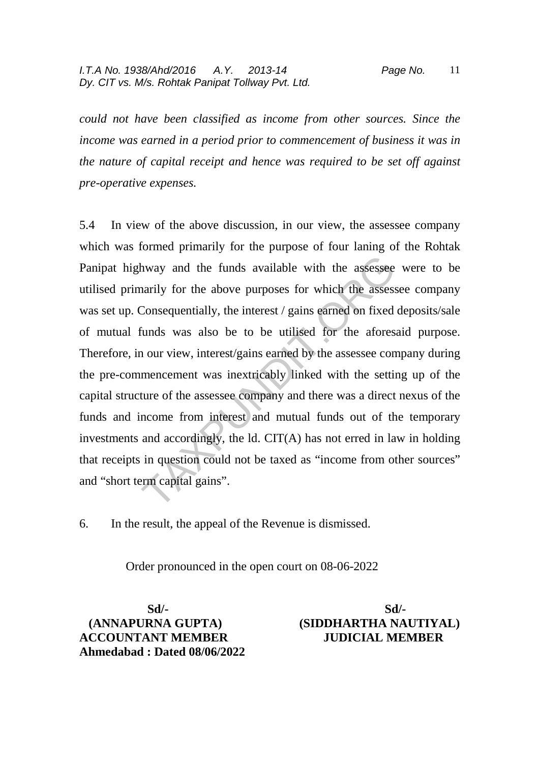*could not have been classified as income from other sources. Since the income was earned in a period prior to commencement of business it was in the nature of capital receipt and hence was required to be set off against pre-operative expenses.*

5.4 In view of the above discussion, in our view, the assessee company which was formed primarily for the purpose of four laning of the Rohtak Panipat highway and the funds available with the assessee were to be utilised primarily for the above purposes for which the assessee company was set up. Consequentially, the interest / gains earned on fixed deposits/sale of mutual funds was also be to be utilised for the aforesaid purpose. Therefore, in our view, interest/gains earned by the assessee company during the pre-commencement was inextricably linked with the setting up of the capital structure of the assessee company and there was a direct nexus of the funds and income from interest and mutual funds out of the temporary investments and accordingly, the ld. CIT(A) has not erred in law in holding that receipts in question could not be taxed as "income from other sources" and "short term capital gains".

6. In the result, the appeal of the Revenue is dismissed.

Order pronounced in the open court on 08-06-2022

| **Sd/-** | **Sd/-** |
|---|---|
| **(ANNAPURNA GUPTA)** | **(SIDDHARTHA NAUTIYAL)** |
| **ACCOUNTANT MEMBER** | **JUDICIAL MEMBER** |

**Ahmedabad : Dated 08/06/2022**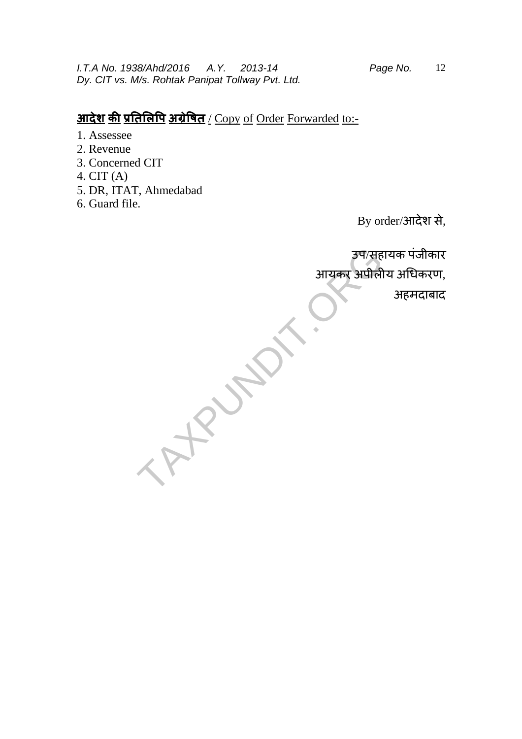**<u>आदेश की प्रतिलिपि अग्रेषित / Copy of Order Forwarded to:-</u>**

1. Assessee
2. Revenue
3. Concerned CIT
4. CIT (A)
5. DR, ITAT, Ahmedabad
6. Guard file.

By order/आदेश से,

उप/सहायक पंजीकार
आयकर अपीलीय अधिकरण,
अहमदाबाद